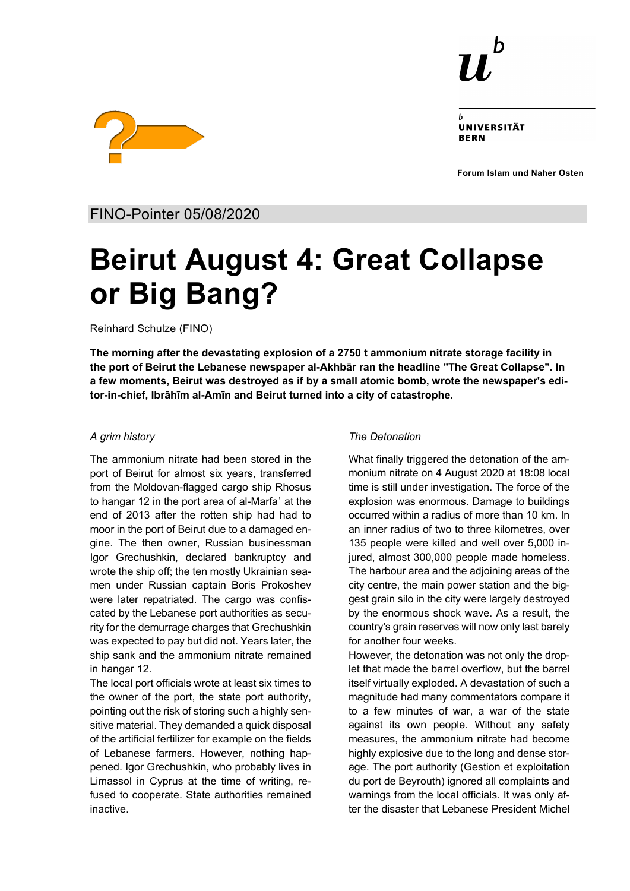UNIVERSITÄT BERN

Forum Islam und Naher Osten

FINO-Pointer 05/08/2020

# Beirut August 4: Great Collapse or Big Bang?

Reinhard Schulze (FINO)

**The morning after the devastating explosion of a 2750 t ammonium nitrate storage facility in the port of Beirut the Lebanese newspaper al-Akhbār ran the headline "The Great Collapse". In a few moments, Beirut was destroyed as if by a small atomic bomb, wrote the newspaper's editor-in-chief, Ibrāhīm al-Amīn and Beirut turned into a city of catastrophe.**

*A grim history*

The ammonium nitrate had been stored in the port of Beirut for almost six years, transferred from the Moldovan-flagged cargo ship Rhosus to hangar 12 in the port area of al-Marfa' at the end of 2013 after the rotten ship had had to moor in the port of Beirut due to a damaged engine. The then owner, Russian businessman Igor Grechushkin, declared bankruptcy and wrote the ship off; the ten mostly Ukrainian seamen under Russian captain Boris Prokoshev were later repatriated. The cargo was confiscated by the Lebanese port authorities as security for the demurrage charges that Grechushkin was expected to pay but did not. Years later, the ship sank and the ammonium nitrate remained in hangar 12.

The local port officials wrote at least six times to the owner of the port, the state port authority, pointing out the risk of storing such a highly sensitive material. They demanded a quick disposal of the artificial fertilizer for example on the fields of Lebanese farmers. However, nothing happened. Igor Grechushkin, who probably lives in Limassol in Cyprus at the time of writing, refused to cooperate. State authorities remained inactive.

*The Detonation*

What finally triggered the detonation of the ammonium nitrate on 4 August 2020 at 18:08 local time is still under investigation. The force of the explosion was enormous. Damage to buildings occurred within a radius of more than 10 km. In an inner radius of two to three kilometres, over 135 people were killed and well over 5,000 injured, almost 300,000 people made homeless. The harbour area and the adjoining areas of the city centre, the main power station and the biggest grain silo in the city were largely destroyed by the enormous shock wave. As a result, the country's grain reserves will now only last barely for another four weeks.

However, the detonation was not only the droplet that made the barrel overflow, but the barrel itself virtually exploded. A devastation of such a magnitude had many commentators compare it to a few minutes of war, a war of the state against its own people. Without any safety measures, the ammonium nitrate had become highly explosive due to the long and dense storage. The port authority (Gestion et exploitation du port de Beyrouth) ignored all complaints and warnings from the local officials. It was only after the disaster that Lebanese President Michel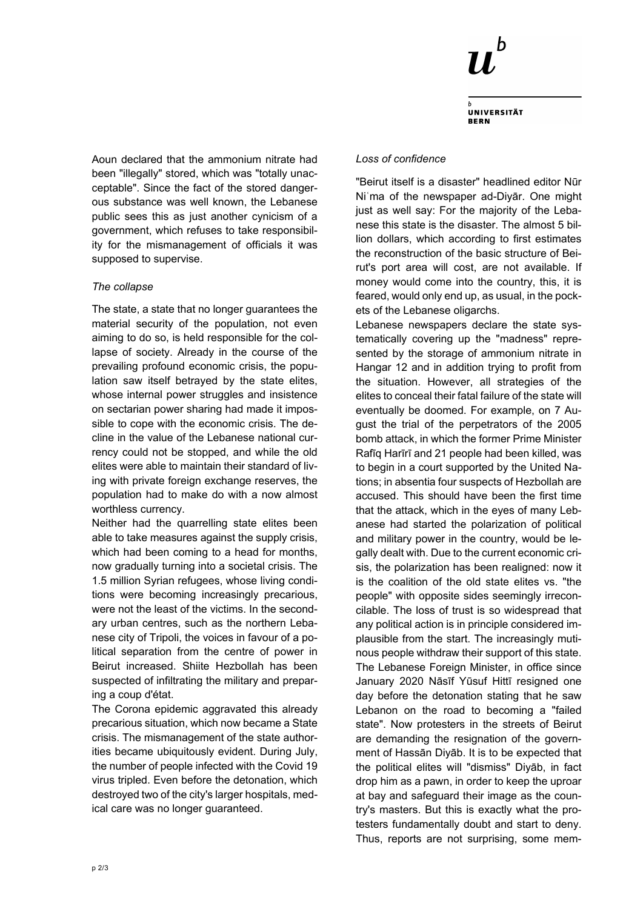Aoun declared that the ammonium nitrate had been "illegally" stored, which was "totally unacceptable". Since the fact of the stored dangerous substance was well known, the Lebanese public sees this as just another cynicism of a government, which refuses to take responsibility for the mismanagement of officials it was supposed to supervise.

*The collapse*

The state, a state that no longer guarantees the material security of the population, not even aiming to do so, is held responsible for the collapse of society. Already in the course of the prevailing profound economic crisis, the population saw itself betrayed by the state elites, whose internal power struggles and insistence on sectarian power sharing had made it impossible to cope with the economic crisis. The decline in the value of the Lebanese national currency could not be stopped, and while the old elites were able to maintain their standard of living with private foreign exchange reserves, the population had to make do with a now almost worthless currency.

Neither had the quarrelling state elites been able to take measures against the supply crisis, which had been coming to a head for months, now gradually turning into a societal crisis. The 1.5 million Syrian refugees, whose living conditions were becoming increasingly precarious, were not the least of the victims. In the secondary urban centres, such as the northern Lebanese city of Tripoli, the voices in favour of a political separation from the centre of power in Beirut increased. Shiite Hezbollah has been suspected of infiltrating the military and preparing a coup d'état.

The Corona epidemic aggravated this already precarious situation, which now became a State crisis. The mismanagement of the state authorities became ubiquitously evident. During July, the number of people infected with the Covid 19 virus tripled. Even before the detonation, which destroyed two of the city's larger hospitals, medical care was no longer guaranteed.

*Loss of confidence*

"Beirut itself is a disaster" headlined editor Nūr Niʿma of the newspaper ad-Diyār. One might just as well say: For the majority of the Lebanese this state is the disaster. The almost 5 billion dollars, which according to first estimates the reconstruction of the basic structure of Beirut's port area will cost, are not available. If money would come into the country, this, it is feared, would only end up, as usual, in the pockets of the Lebanese oligarchs.

Lebanese newspapers declare the state systematically covering up the "madness" represented by the storage of ammonium nitrate in Hangar 12 and in addition trying to profit from the situation. However, all strategies of the elites to conceal their fatal failure of the state will eventually be doomed. For example, on 7 August the trial of the perpetrators of the 2005 bomb attack, in which the former Prime Minister Rafīq Harīrī and 21 people had been killed, was to begin in a court supported by the United Nations; in absentia four suspects of Hezbollah are accused. This should have been the first time that the attack, which in the eyes of many Lebanese had started the polarization of political and military power in the country, would be legally dealt with. Due to the current economic crisis, the polarization has been realigned: now it is the coalition of the old state elites vs. "the people" with opposite sides seemingly irreconcilable. The loss of trust is so widespread that any political action is in principle considered implausible from the start. The increasingly mutinous people withdraw their support of this state. The Lebanese Foreign Minister, in office since January 2020 Nāsīf Yūsuf Hittī resigned one day before the detonation stating that he saw Lebanon on the road to becoming a "failed state". Now protesters in the streets of Beirut are demanding the resignation of the government of Hassān Diyāb. It is to be expected that the political elites will "dismiss" Diyāb, in fact drop him as a pawn, in order to keep the uproar at bay and safeguard their image as the country's masters. But this is exactly what the protesters fundamentally doubt and start to deny. Thus, reports are not surprising, some mem-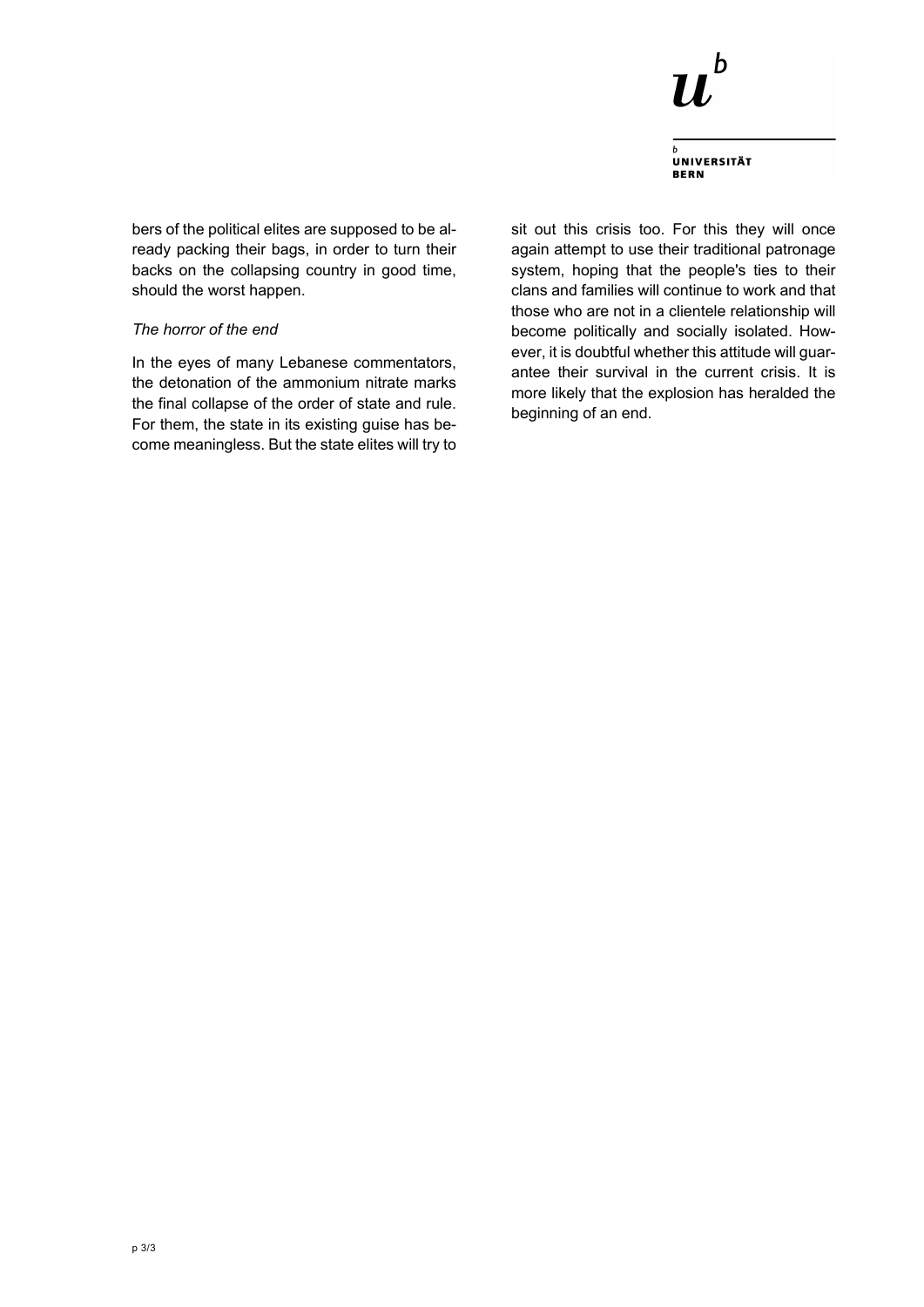bers of the political elites are supposed to be already packing their bags, in order to turn their backs on the collapsing country in good time, should the worst happen.

*The horror of the end*

In the eyes of many Lebanese commentators, the detonation of the ammonium nitrate marks the final collapse of the order of state and rule. For them, the state in its existing guise has become meaningless. But the state elites will try to sit out this crisis too. For this they will once again attempt to use their traditional patronage system, hoping that the people's ties to their clans and families will continue to work and that those who are not in a clientele relationship will become politically and socially isolated. However, it is doubtful whether this attitude will guarantee their survival in the current crisis. It is more likely that the explosion has heralded the beginning of an end.